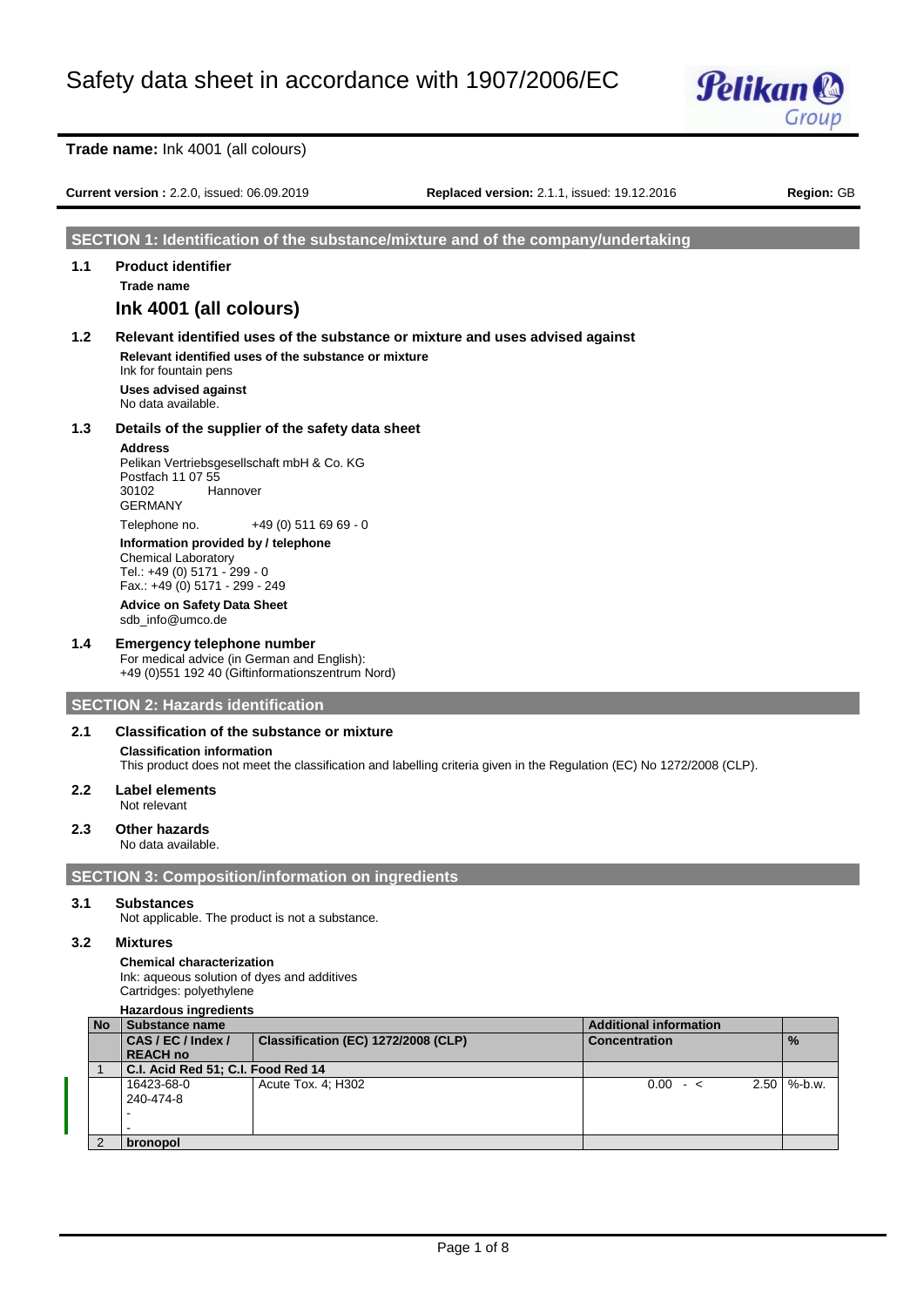# Safety data sheet in accordance with 1907/2006/EC

**Trade name:** Ink 4001 (all colours)

**Current version :** 2.2.0, issued: 06.09.2019 **Replaced version:** 2.1.1, issued: 19.12.2016 **Region:** GB

## SECTION 1: Identification of the substance/mixture and of the company/undertaking

### 1.1 Product identifier

**Trade name**

**Ink 4001 (all colours)**

### 1.2 Relevant identified uses of the substance or mixture and uses advised against

**Relevant identified uses of the substance or mixture**
Ink for fountain pens

**Uses advised against**
No data available.

### 1.3 Details of the supplier of the safety data sheet

**Address**
Pelikan Vertriebsgesellschaft mbH & Co. KG
Postfach 11 07 55
30102 Hannover
GERMANY

Telephone no. +49 (0) 511 69 69 - 0

**Information provided by / telephone**
Chemical Laboratory
Tel.: +49 (0) 5171 - 299 - 0
Fax.: +49 (0) 5171 - 299 - 249

**Advice on Safety Data Sheet**
sdb_info@umco.de

### 1.4 Emergency telephone number

For medical advice (in German and English):
+49 (0)551 192 40 (Giftinformationszentrum Nord)

## SECTION 2: Hazards identification

### 2.1 Classification of the substance or mixture

**Classification information**
This product does not meet the classification and labelling criteria given in the Regulation (EC) No 1272/2008 (CLP).

### 2.2 Label elements

Not relevant

### 2.3 Other hazards

No data available.

## SECTION 3: Composition/information on ingredients

### 3.1 Substances

Not applicable. The product is not a substance.

### 3.2 Mixtures

**Chemical characterization**
Ink: aqueous solution of dyes and additives
Cartridges: polyethylene

**Hazardous ingredients**

| No | Substance name | | Additional information | |
|---|---|---|---|---|
| | CAS / EC / Index / REACH no | Classification (EC) 1272/2008 (CLP) | Concentration | % |
| 1 | C.I. Acid Red 51; C.I. Food Red 14 | | | |
| | 16423-68-0<br>240-474-8<br>-<br>- | Acute Tox. 4; H302 | 0.00 - < 2.50 | %-b.w. |
| 2 | bronopol | | | |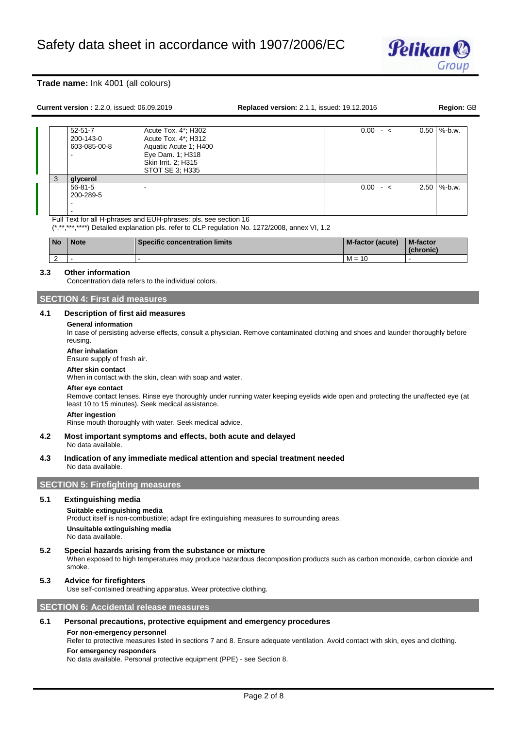| | | | | |
|---|---|---|---|---|
| | 52-51-7<br>200-143-0<br>603-085-00-8<br>- | Acute Tox. 4*; H302<br>Acute Tox. 4*; H312<br>Aquatic Acute 1; H400<br>Eye Dam. 1; H318<br>Skin Irrit. 2; H315<br>STOT SE 3; H335 | 0.00 - < 0.50 | %-b.w. |
| 3 | **glycerol** | | | |
| | 56-81-5<br>200-289-5<br>-<br>- | - | 0.00 - < 2.50 | %-b.w. |

Full Text for all H-phrases and EUH-phrases: pls. see section 16

(*,**,***,****) Detailed explanation pls. refer to CLP regulation No. 1272/2008, annex VI, 1.2

| No | Note | Specific concentration limits | M-factor (acute) | M-factor (chronic) |
|---|---|---|---|---|
| 2 | - | - | M = 10 | - |

### 3.3 Other information

Concentration data refers to the individual colors.

## SECTION 4: First aid measures

### 4.1 Description of first aid measures

**General information**

In case of persisting adverse effects, consult a physician. Remove contaminated clothing and shoes and launder thoroughly before reusing.

**After inhalation**

Ensure supply of fresh air.

**After skin contact**

When in contact with the skin, clean with soap and water.

**After eye contact**

Remove contact lenses. Rinse eye thoroughly under running water keeping eyelids wide open and protecting the unaffected eye (at least 10 to 15 minutes). Seek medical assistance.

**After ingestion**

Rinse mouth thoroughly with water. Seek medical advice.

### 4.2 Most important symptoms and effects, both acute and delayed

No data available.

### 4.3 Indication of any immediate medical attention and special treatment needed

No data available.

## SECTION 5: Firefighting measures

### 5.1 Extinguishing media

**Suitable extinguishing media**

Product itself is non-combustible; adapt fire extinguishing measures to surrounding areas.

**Unsuitable extinguishing media**

No data available.

### 5.2 Special hazards arising from the substance or mixture

When exposed to high temperatures may produce hazardous decomposition products such as carbon monoxide, carbon dioxide and smoke.

### 5.3 Advice for firefighters

Use self-contained breathing apparatus. Wear protective clothing.

## SECTION 6: Accidental release measures

### 6.1 Personal precautions, protective equipment and emergency procedures

**For non-emergency personnel**

Refer to protective measures listed in sections 7 and 8. Ensure adequate ventilation. Avoid contact with skin, eyes and clothing.

**For emergency responders**

No data available. Personal protective equipment (PPE) - see Section 8.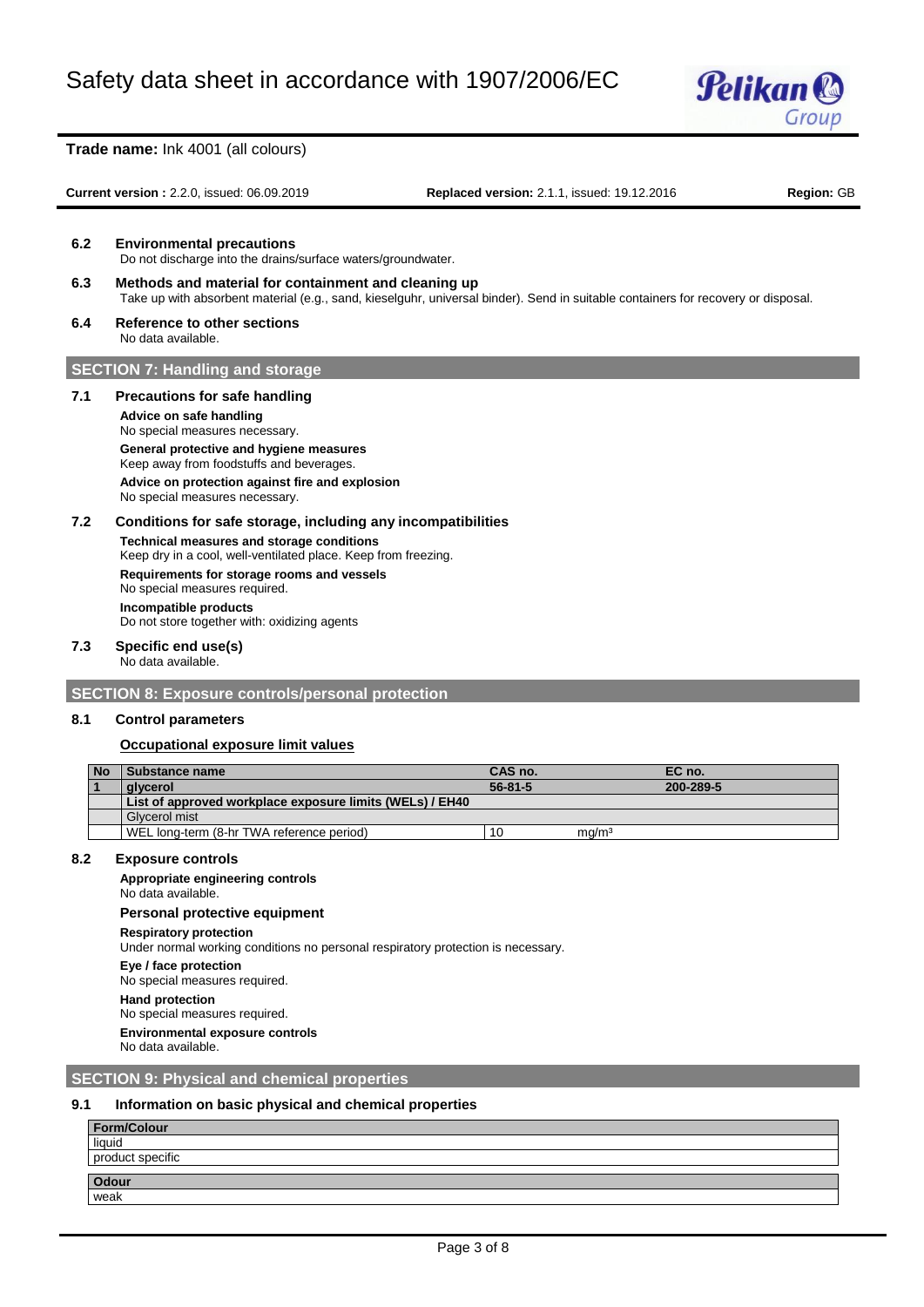### 6.2 Environmental precautions

Do not discharge into the drains/surface waters/groundwater.

### 6.3 Methods and material for containment and cleaning up

Take up with absorbent material (e.g., sand, kieselguhr, universal binder). Send in suitable containers for recovery or disposal.

### 6.4 Reference to other sections

No data available.

## SECTION 7: Handling and storage

### 7.1 Precautions for safe handling

**Advice on safe handling**
No special measures necessary.

**General protective and hygiene measures**
Keep away from foodstuffs and beverages.

**Advice on protection against fire and explosion**
No special measures necessary.

### 7.2 Conditions for safe storage, including any incompatibilities

**Technical measures and storage conditions**
Keep dry in a cool, well-ventilated place. Keep from freezing.

**Requirements for storage rooms and vessels**
No special measures required.

**Incompatible products**
Do not store together with: oxidizing agents

### 7.3 Specific end use(s)

No data available.

## SECTION 8: Exposure controls/personal protection

### 8.1 Control parameters

**Occupational exposure limit values**

| No | Substance name | CAS no. | | EC no. |
|---|---|---|---|---|
| 1 | glycerol | 56-81-5 | | 200-289-5 |
| | List of approved workplace exposure limits (WELs) / EH40 | | | |
| | Glycerol mist | | | |
| | WEL long-term (8-hr TWA reference period) | 10 | mg/m³ | |

### 8.2 Exposure controls

**Appropriate engineering controls**
No data available.

**Personal protective equipment**

**Respiratory protection**
Under normal working conditions no personal respiratory protection is necessary.

**Eye / face protection**
No special measures required.

**Hand protection**
No special measures required.

**Environmental exposure controls**
No data available.

## SECTION 9: Physical and chemical properties

### 9.1 Information on basic physical and chemical properties

| Form/Colour |
|---|
| liquid |
| product specific |

| Odour |
|---|
| weak |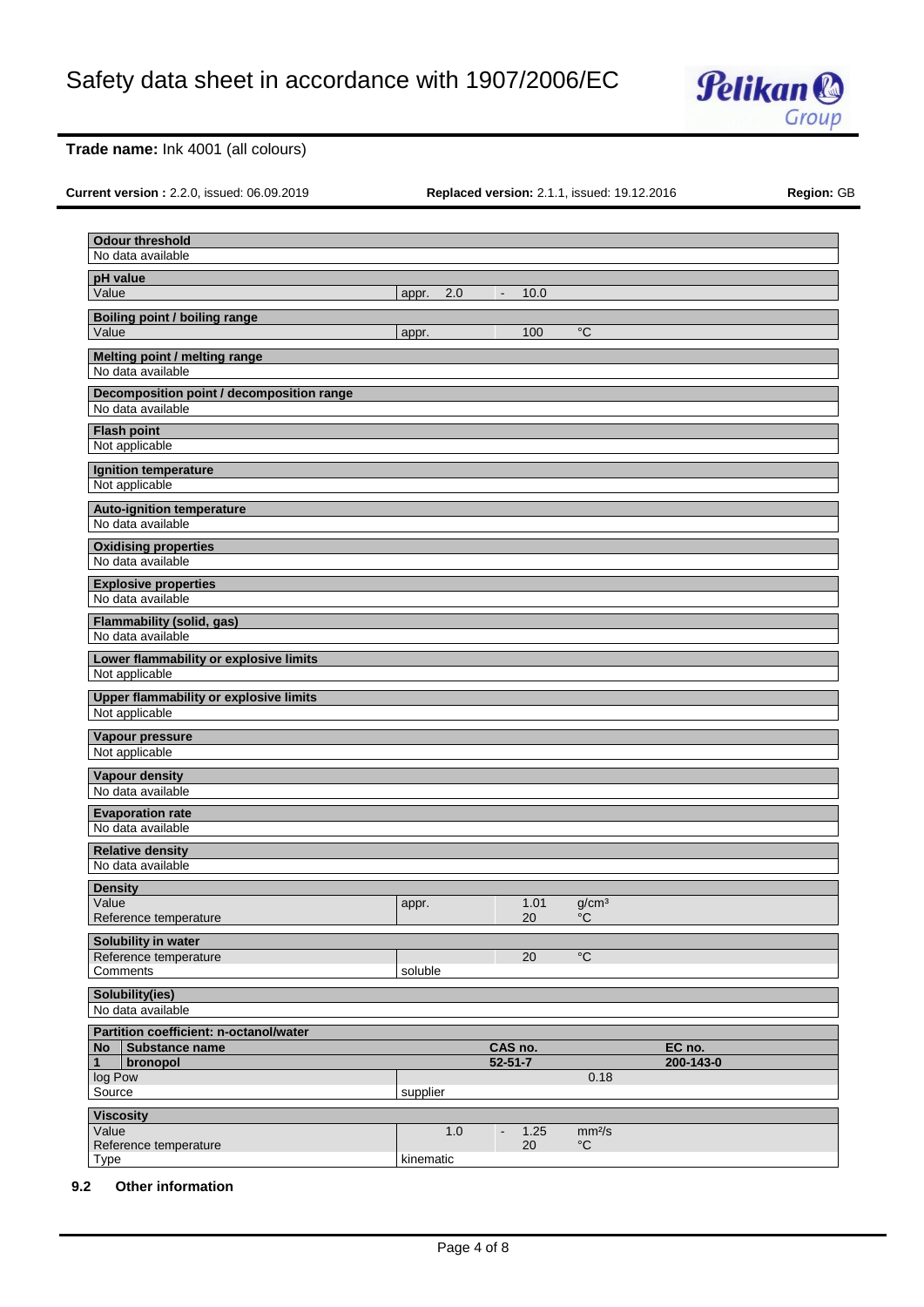| **Odour threshold** | | | |
|---|---|---|---|
| No data available | | | |

| **pH value** | | | |
|---|---|---|---|
| Value | appr. 2.0 | - | 10.0 |

| **Boiling point / boiling range** | | | |
|---|---|---|---|
| Value | appr. | 100 | °C |

| **Melting point / melting range** |
|---|
| No data available |

| **Decomposition point / decomposition range** |
|---|
| No data available |

| **Flash point** |
|---|
| Not applicable |

| **Ignition temperature** |
|---|
| Not applicable |

| **Auto-ignition temperature** |
|---|
| No data available |

| **Oxidising properties** |
|---|
| No data available |

| **Explosive properties** |
|---|
| No data available |

| **Flammability (solid, gas)** |
|---|
| No data available |

| **Lower flammability or explosive limits** |
|---|
| Not applicable |

| **Upper flammability or explosive limits** |
|---|
| Not applicable |

| **Vapour pressure** |
|---|
| Not applicable |

| **Vapour density** |
|---|
| No data available |

| **Evaporation rate** |
|---|
| No data available |

| **Relative density** |
|---|
| No data available |

| **Density** | | | |
|---|---|---|---|
| Value | appr. | 1.01 | g/cm³ |
| Reference temperature | | 20 | °C |

| **Solubility in water** | | | |
|---|---|---|---|
| Reference temperature | | 20 | °C |
| Comments | soluble | | |

| **Solubility(ies)** |
|---|
| No data available |

| **Partition coefficient: n-octanol/water** | | | | |
|---|---|---|---|---|
| **No** | **Substance name** | **CAS no.** | | **EC no.** |
| **1** | **bronopol** | **52-51-7** | | **200-143-0** |
| log Pow | | | 0.18 | |
| Source | supplier | | | |

| **Viscosity** | | | | |
|---|---|---|---|---|
| Value | 1.0 | - | 1.25 | mm²/s |
| Reference temperature | | | 20 | °C |
| Type | kinematic | | | |

## 9.2 Other information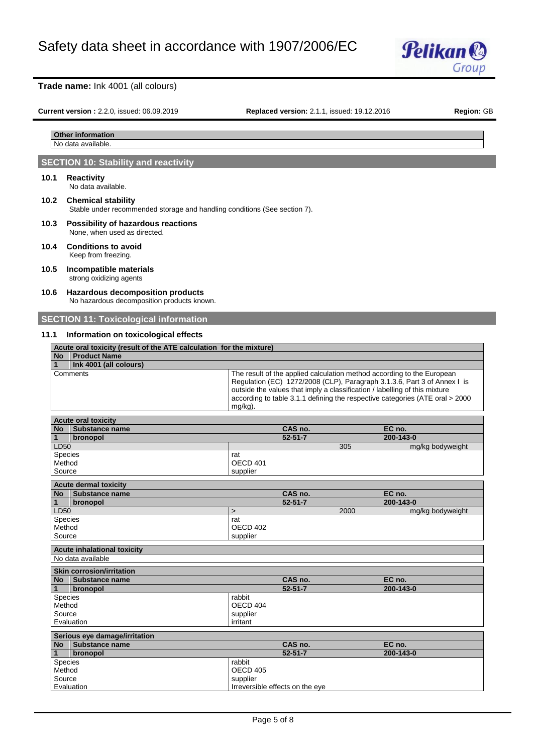| Other information |
|---|
| No data available. |

## SECTION 10: Stability and reactivity

### 10.1 Reactivity

No data available.

### 10.2 Chemical stability

Stable under recommended storage and handling conditions (See section 7).

### 10.3 Possibility of hazardous reactions

None, when used as directed.

### 10.4 Conditions to avoid

Keep from freezing.

### 10.5 Incompatible materials

strong oxidizing agents

### 10.6 Hazardous decomposition products

No hazardous decomposition products known.

## SECTION 11: Toxicological information

### 11.1 Information on toxicological effects

| Acute oral toxicity (result of the ATE calculation for the mixture) | |
|---|---|
| **No** | **Product Name** |
| **1** | **Ink 4001 (all colours)** |
| Comments | The result of the applied calculation method according to the European Regulation (EC) 1272/2008 (CLP), Paragraph 3.1.3.6, Part 3 of Annex I is outside the values that imply a classification / labelling of this mixture according to table 3.1.1 defining the respective categories (ATE oral > 2000 mg/kg). |

| Acute oral toxicity | | | | |
|---|---|---|---|---|
| **No** | **Substance name** | **CAS no.** | | **EC no.** |
| **1** | **bronopol** | **52-51-7** | | **200-143-0** |
| LD50 | | | 305 | mg/kg bodyweight |
| Species | | rat | | |
| Method | | OECD 401 | | |
| Source | | supplier | | |

| Acute dermal toxicity | | | | | |
|---|---|---|---|---|---|
| **No** | **Substance name** | | **CAS no.** | | **EC no.** |
| **1** | **bronopol** | | **52-51-7** | | **200-143-0** |
| LD50 | | > | | 2000 | mg/kg bodyweight |
| Species | | rat | | | |
| Method | | OECD 402 | | | |
| Source | | supplier | | | |

| Acute inhalational toxicity |
|---|
| No data available |

| Skin corrosion/irritation | | | |
|---|---|---|---|
| **No** | **Substance name** | **CAS no.** | **EC no.** |
| **1** | **bronopol** | **52-51-7** | **200-143-0** |
| Species | | rabbit | |
| Method | | OECD 404 | |
| Source | | supplier | |
| Evaluation | | irritant | |

| Serious eye damage/irritation | | | |
|---|---|---|---|
| **No** | **Substance name** | **CAS no.** | **EC no.** |
| **1** | **bronopol** | **52-51-7** | **200-143-0** |
| Species | | rabbit | |
| Method | | OECD 405 | |
| Source | | supplier | |
| Evaluation | | Irreversible effects on the eye | |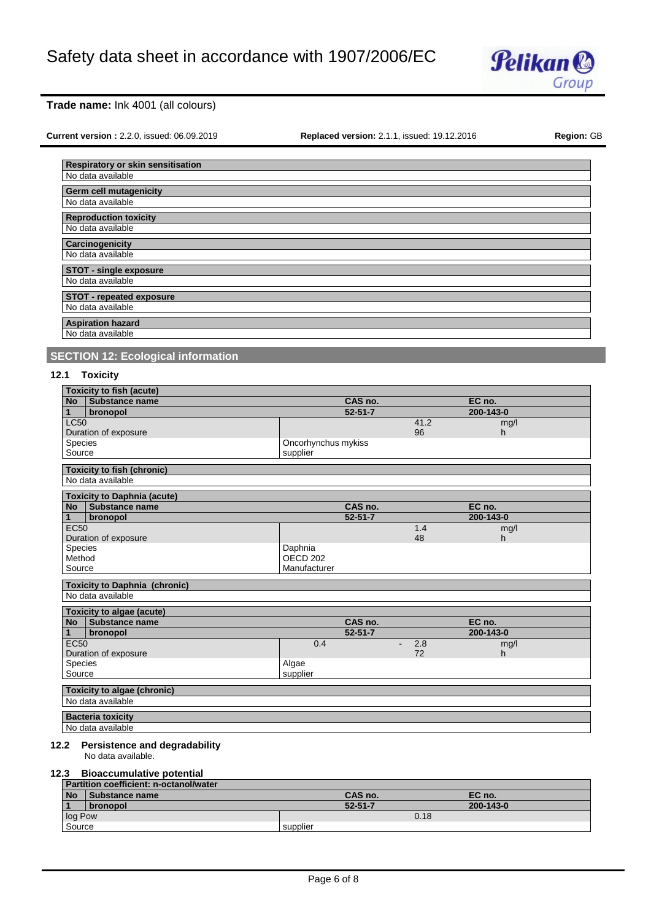| Respiratory or skin sensitisation |
|---|
| No data available |

| Germ cell mutagenicity |
|---|
| No data available |

| Reproduction toxicity |
|---|
| No data available |

| Carcinogenicity |
|---|
| No data available |

| STOT - single exposure |
|---|
| No data available |

| STOT - repeated exposure |
|---|
| No data available |

| Aspiration hazard |
|---|
| No data available |

## SECTION 12: Ecological information

### 12.1 Toxicity

| Toxicity to fish (acute) | | | | |
|---|---|---|---|---|
| **No** | **Substance name** | **CAS no.** | | **EC no.** |
| **1** | **bronopol** | **52-51-7** | | **200-143-0** |
| LC50 | | | 41.2 | mg/l |
| Duration of exposure | | | 96 | h |
| Species | | Oncorhynchus mykiss | | |
| Source | | supplier | | |

| Toxicity to fish (chronic) |
|---|
| No data available |

| Toxicity to Daphnia (acute) | | | | |
|---|---|---|---|---|
| **No** | **Substance name** | **CAS no.** | | **EC no.** |
| **1** | **bronopol** | **52-51-7** | | **200-143-0** |
| EC50 | | | 1.4 | mg/l |
| Duration of exposure | | | 48 | h |
| Species | | Daphnia | | |
| Method | | OECD 202 | | |
| Source | | Manufacturer | | |

| Toxicity to Daphnia (chronic) |
|---|
| No data available |

| Toxicity to algae (acute) | | | | |
|---|---|---|---|---|
| **No** | **Substance name** | **CAS no.** | | **EC no.** |
| **1** | **bronopol** | **52-51-7** | | **200-143-0** |
| EC50 | | 0.4 | - 2.8 | mg/l |
| Duration of exposure | | | 72 | h |
| Species | | Algae | | |
| Source | | supplier | | |

| Toxicity to algae (chronic) |
|---|
| No data available |

| Bacteria toxicity |
|---|
| No data available |

### 12.2 Persistence and degradability

No data available.

### 12.3 Bioaccumulative potential

| Partition coefficient: n-octanol/water | | | | |
|---|---|---|---|---|
| **No** | **Substance name** | **CAS no.** | | **EC no.** |
| **1** | **bronopol** | **52-51-7** | | **200-143-0** |
| log Pow | | | 0.18 | |
| Source | | supplier | | |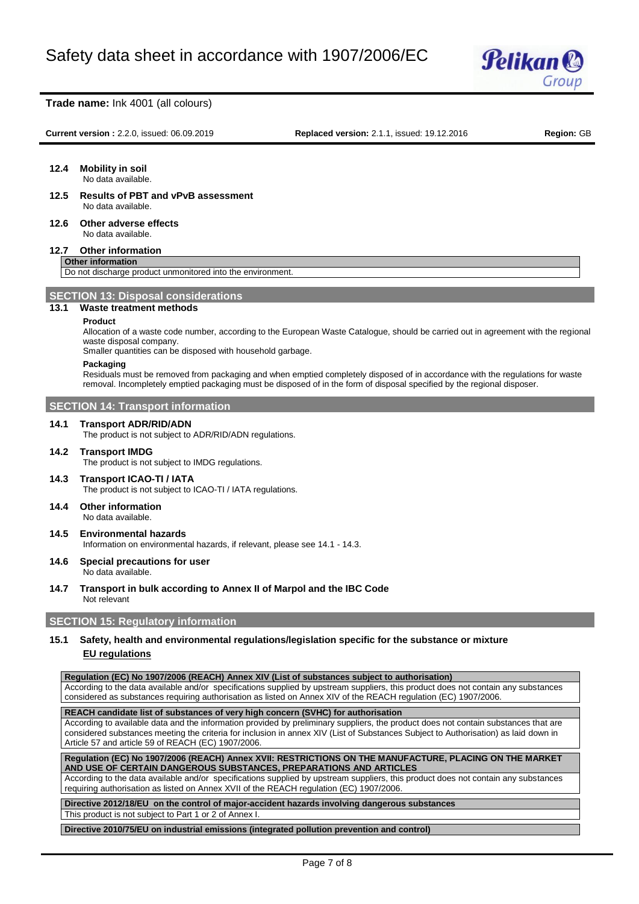### 12.4 Mobility in soil

No data available.

### 12.5 Results of PBT and vPvB assessment

No data available.

### 12.6 Other adverse effects

No data available.

### 12.7 Other information

| Other information |
|---|
| Do not discharge product unmonitored into the environment. |

## SECTION 13: Disposal considerations

### 13.1 Waste treatment methods

**Product**

Allocation of a waste code number, according to the European Waste Catalogue, should be carried out in agreement with the regional waste disposal company.
Smaller quantities can be disposed with household garbage.

**Packaging**

Residuals must be removed from packaging and when emptied completely disposed of in accordance with the regulations for waste removal. Incompletely emptied packaging must be disposed of in the form of disposal specified by the regional disposer.

## SECTION 14: Transport information

### 14.1 Transport ADR/RID/ADN

The product is not subject to ADR/RID/ADN regulations.

### 14.2 Transport IMDG

The product is not subject to IMDG regulations.

### 14.3 Transport ICAO-TI / IATA

The product is not subject to ICAO-TI / IATA regulations.

### 14.4 Other information

No data available.

### 14.5 Environmental hazards

Information on environmental hazards, if relevant, please see 14.1 - 14.3.

### 14.6 Special precautions for user

No data available.

### 14.7 Transport in bulk according to Annex II of Marpol and the IBC Code

Not relevant

## SECTION 15: Regulatory information

### 15.1 Safety, health and environmental regulations/legislation specific for the substance or mixture

**EU regulations**

| Regulation (EC) No 1907/2006 (REACH) Annex XIV (List of substances subject to authorisation) |
|---|
| According to the data available and/or specifications supplied by upstream suppliers, this product does not contain any substances considered as substances requiring authorisation as listed on Annex XIV of the REACH regulation (EC) 1907/2006. |

| REACH candidate list of substances of very high concern (SVHC) for authorisation |
|---|
| According to available data and the information provided by preliminary suppliers, the product does not contain substances that are considered substances meeting the criteria for inclusion in annex XIV (List of Substances Subject to Authorisation) as laid down in Article 57 and article 59 of REACH (EC) 1907/2006. |

| Regulation (EC) No 1907/2006 (REACH) Annex XVII: RESTRICTIONS ON THE MANUFACTURE, PLACING ON THE MARKET AND USE OF CERTAIN DANGEROUS SUBSTANCES, PREPARATIONS AND ARTICLES |
|---|
| According to the data available and/or specifications supplied by upstream suppliers, this product does not contain any substances requiring authorisation as listed on Annex XVII of the REACH regulation (EC) 1907/2006. |

| Directive 2012/18/EU on the control of major-accident hazards involving dangerous substances |
|---|
| This product is not subject to Part 1 or 2 of Annex I. |

| Directive 2010/75/EU on industrial emissions (integrated pollution prevention and control) |
|---|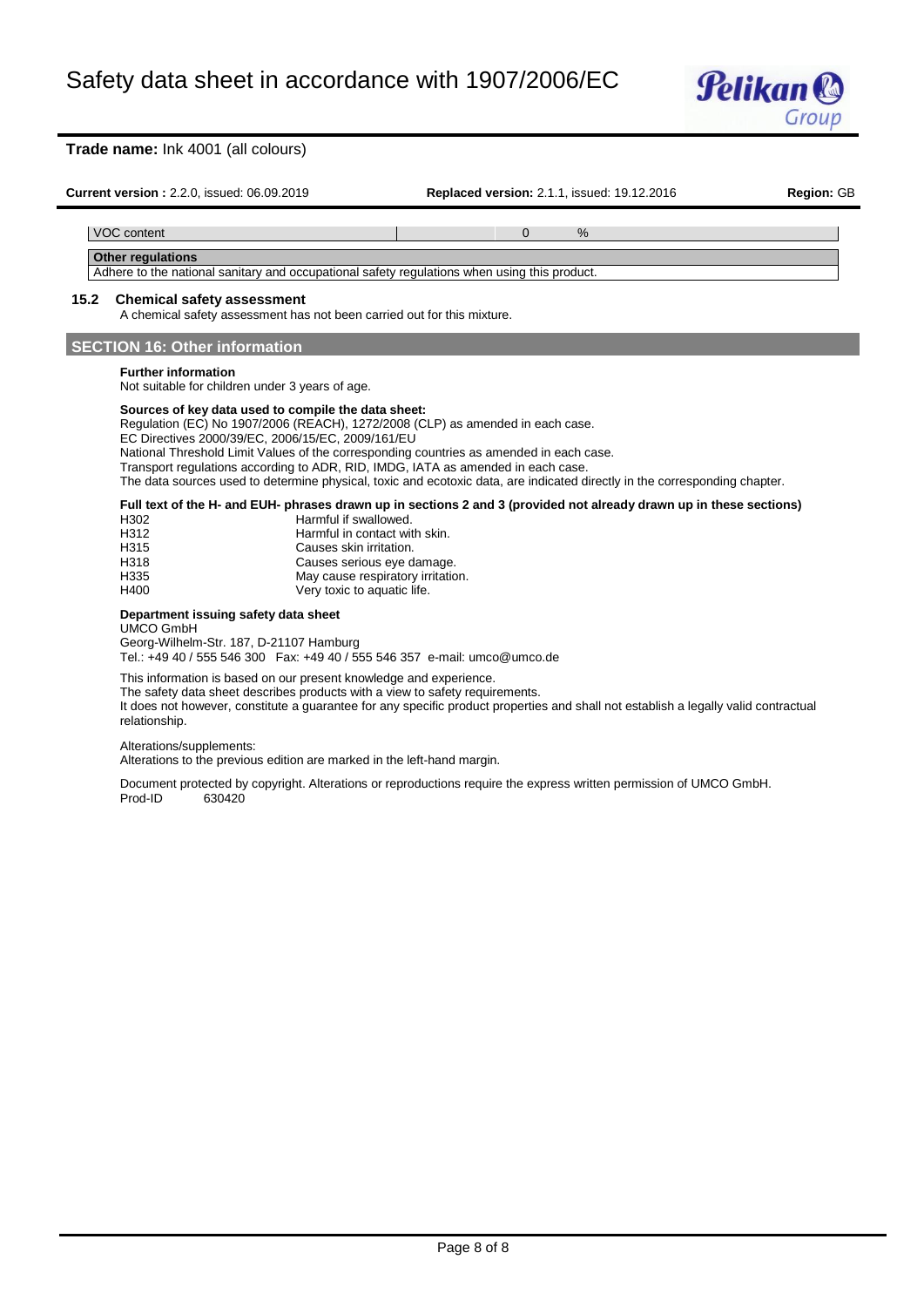| | | | |
|---|---|---|---|
| VOC content | | 0 | % |

| Other regulations |
|---|
| Adhere to the national sanitary and occupational safety regulations when using this product. |

### 15.2 Chemical safety assessment

A chemical safety assessment has not been carried out for this mixture.

## SECTION 16: Other information

**Further information**

Not suitable for children under 3 years of age.

**Sources of key data used to compile the data sheet:**

Regulation (EC) No 1907/2006 (REACH), 1272/2008 (CLP) as amended in each case.
EC Directives 2000/39/EC, 2006/15/EC, 2009/161/EU
National Threshold Limit Values of the corresponding countries as amended in each case.
Transport regulations according to ADR, RID, IMDG, IATA as amended in each case.
The data sources used to determine physical, toxic and ecotoxic data, are indicated directly in the corresponding chapter.

**Full text of the H- and EUH- phrases drawn up in sections 2 and 3 (provided not already drawn up in these sections)**

| | |
|---|---|
| H302 | Harmful if swallowed. |
| H312 | Harmful in contact with skin. |
| H315 | Causes skin irritation. |
| H318 | Causes serious eye damage. |
| H335 | May cause respiratory irritation. |
| H400 | Very toxic to aquatic life. |

**Department issuing safety data sheet**

UMCO GmbH
Georg-Wilhelm-Str. 187, D-21107 Hamburg
Tel.: +49 40 / 555 546 300 Fax: +49 40 / 555 546 357 e-mail: umco@umco.de

This information is based on our present knowledge and experience.
The safety data sheet describes products with a view to safety requirements.
It does not however, constitute a guarantee for any specific product properties and shall not establish a legally valid contractual relationship.

Alterations/supplements:
Alterations to the previous edition are marked in the left-hand margin.

Document protected by copyright. Alterations or reproductions require the express written permission of UMCO GmbH.
Prod-ID 630420